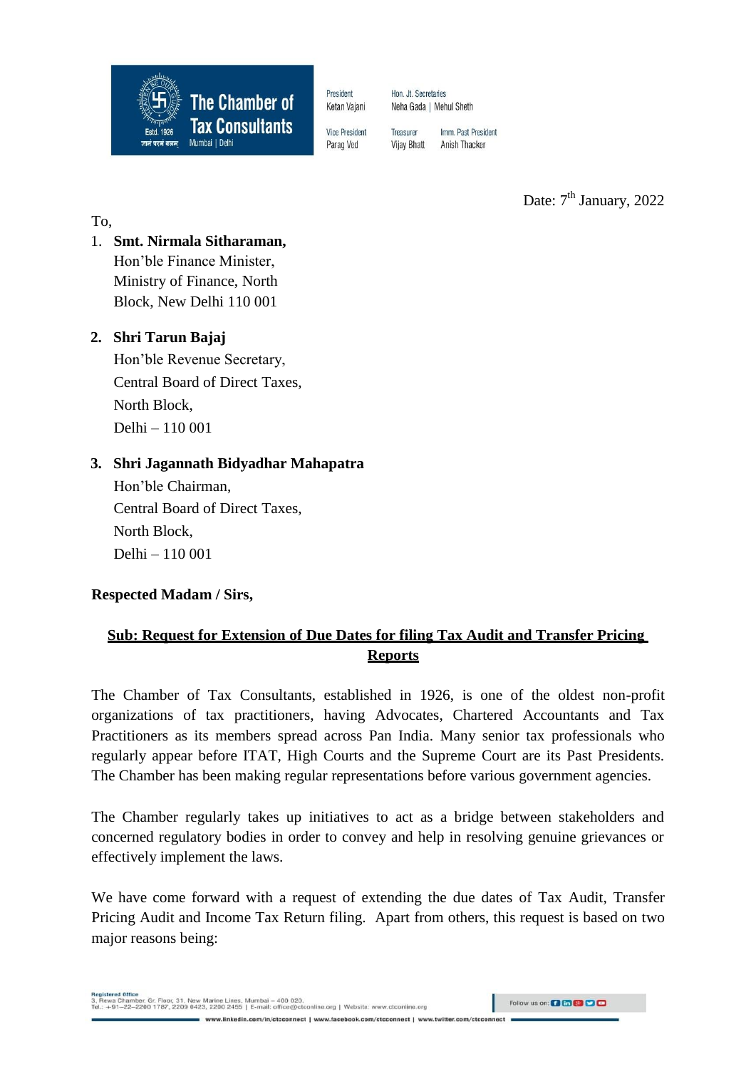**The Chamber of Tax Consultants**
Estd. 1926 | Mumbai | Delhi

President: Ketan Vajani | Vice President: Parag Ved | Hon. Jt. Secretaries: Neha Gada | Mehul Sheth | Treasurer: Vijay Bhatt | Imm. Past President: Anish Thacker

Date: 7th January, 2022

To,

1. **Smt. Nirmala Sitharaman,**
   Hon'ble Finance Minister,
   Ministry of Finance, North
   Block, New Delhi 110 001

2. **Shri Tarun Bajaj**
   Hon'ble Revenue Secretary,
   Central Board of Direct Taxes,
   North Block,
   Delhi – 110 001

3. **Shri Jagannath Bidyadhar Mahapatra**
   Hon'ble Chairman,
   Central Board of Direct Taxes,
   North Block,
   Delhi – 110 001

**Respected Madam / Sirs,**

**Sub: Request for Extension of Due Dates for filing Tax Audit and Transfer Pricing Reports**

The Chamber of Tax Consultants, established in 1926, is one of the oldest non-profit organizations of tax practitioners, having Advocates, Chartered Accountants and Tax Practitioners as its members spread across Pan India. Many senior tax professionals who regularly appear before ITAT, High Courts and the Supreme Court are its Past Presidents. The Chamber has been making regular representations before various government agencies.

The Chamber regularly takes up initiatives to act as a bridge between stakeholders and concerned regulatory bodies in order to convey and help in resolving genuine grievances or effectively implement the laws.

We have come forward with a request of extending the due dates of Tax Audit, Transfer Pricing Audit and Income Tax Return filing. Apart from others, this request is based on two major reasons being: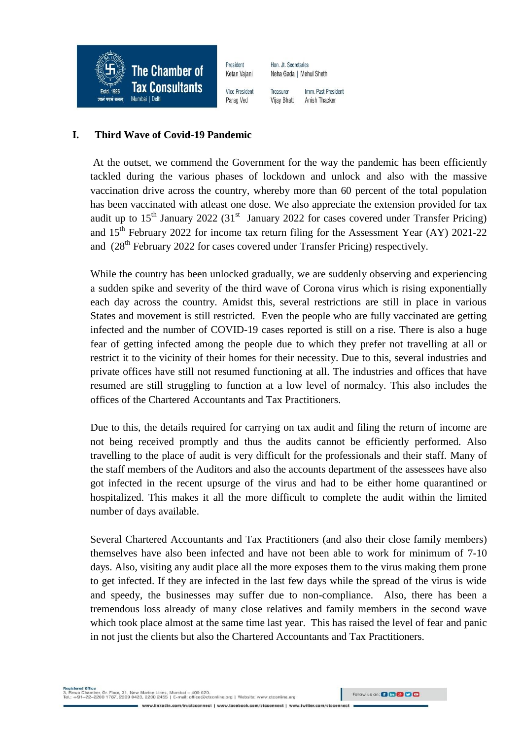## I. Third Wave of Covid-19 Pandemic

At the outset, we commend the Government for the way the pandemic has been efficiently tackled during the various phases of lockdown and unlock and also with the massive vaccination drive across the country, whereby more than 60 percent of the total population has been vaccinated with atleast one dose. We also appreciate the extension provided for tax audit up to 15th January 2022 (31st January 2022 for cases covered under Transfer Pricing) and 15th February 2022 for income tax return filing for the Assessment Year (AY) 2021-22 and (28th February 2022 for cases covered under Transfer Pricing) respectively.

While the country has been unlocked gradually, we are suddenly observing and experiencing a sudden spike and severity of the third wave of Corona virus which is rising exponentially each day across the country. Amidst this, several restrictions are still in place in various States and movement is still restricted. Even the people who are fully vaccinated are getting infected and the number of COVID-19 cases reported is still on a rise. There is also a huge fear of getting infected among the people due to which they prefer not travelling at all or restrict it to the vicinity of their homes for their necessity. Due to this, several industries and private offices have still not resumed functioning at all. The industries and offices that have resumed are still struggling to function at a low level of normalcy. This also includes the offices of the Chartered Accountants and Tax Practitioners.

Due to this, the details required for carrying on tax audit and filing the return of income are not being received promptly and thus the audits cannot be efficiently performed. Also travelling to the place of audit is very difficult for the professionals and their staff. Many of the staff members of the Auditors and also the accounts department of the assessees have also got infected in the recent upsurge of the virus and had to be either home quarantined or hospitalized. This makes it all the more difficult to complete the audit within the limited number of days available.

Several Chartered Accountants and Tax Practitioners (and also their close family members) themselves have also been infected and have not been able to work for minimum of 7-10 days. Also, visiting any audit place all the more exposes them to the virus making them prone to get infected. If they are infected in the last few days while the spread of the virus is wide and speedy, the businesses may suffer due to non-compliance. Also, there has been a tremendous loss already of many close relatives and family members in the second wave which took place almost at the same time last year. This has raised the level of fear and panic in not just the clients but also the Chartered Accountants and Tax Practitioners.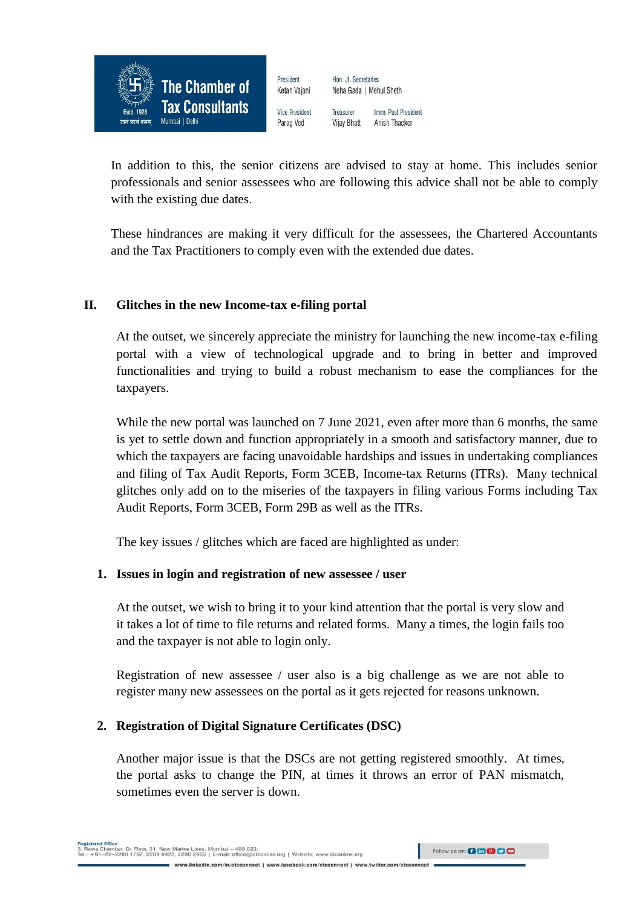In addition to this, the senior citizens are advised to stay at home. This includes senior professionals and senior assessees who are following this advice shall not be able to comply with the existing due dates.

These hindrances are making it very difficult for the assessees, the Chartered Accountants and the Tax Practitioners to comply even with the extended due dates.

## II. Glitches in the new Income-tax e-filing portal

At the outset, we sincerely appreciate the ministry for launching the new income-tax e-filing portal with a view of technological upgrade and to bring in better and improved functionalities and trying to build a robust mechanism to ease the compliances for the taxpayers.

While the new portal was launched on 7 June 2021, even after more than 6 months, the same is yet to settle down and function appropriately in a smooth and satisfactory manner, due to which the taxpayers are facing unavoidable hardships and issues in undertaking compliances and filing of Tax Audit Reports, Form 3CEB, Income-tax Returns (ITRs). Many technical glitches only add on to the miseries of the taxpayers in filing various Forms including Tax Audit Reports, Form 3CEB, Form 29B as well as the ITRs.

The key issues / glitches which are faced are highlighted as under:

### 1. Issues in login and registration of new assessee / user

At the outset, we wish to bring it to your kind attention that the portal is very slow and it takes a lot of time to file returns and related forms. Many a times, the login fails too and the taxpayer is not able to login only.

Registration of new assessee / user also is a big challenge as we are not able to register many new assessees on the portal as it gets rejected for reasons unknown.

### 2. Registration of Digital Signature Certificates (DSC)

Another major issue is that the DSCs are not getting registered smoothly. At times, the portal asks to change the PIN, at times it throws an error of PAN mismatch, sometimes even the server is down.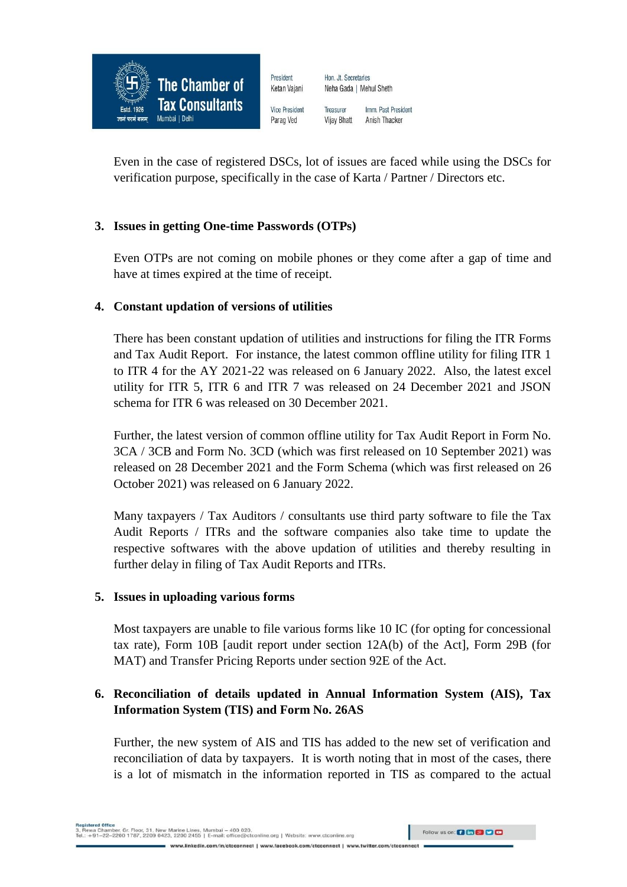Even in the case of registered DSCs, lot of issues are faced while using the DSCs for verification purpose, specifically in the case of Karta / Partner / Directors etc.

3. **Issues in getting One-time Passwords (OTPs)**

   Even OTPs are not coming on mobile phones or they come after a gap of time and have at times expired at the time of receipt.

4. **Constant updation of versions of utilities**

   There has been constant updation of utilities and instructions for filing the ITR Forms and Tax Audit Report. For instance, the latest common offline utility for filing ITR 1 to ITR 4 for the AY 2021-22 was released on 6 January 2022. Also, the latest excel utility for ITR 5, ITR 6 and ITR 7 was released on 24 December 2021 and JSON schema for ITR 6 was released on 30 December 2021.

   Further, the latest version of common offline utility for Tax Audit Report in Form No. 3CA / 3CB and Form No. 3CD (which was first released on 10 September 2021) was released on 28 December 2021 and the Form Schema (which was first released on 26 October 2021) was released on 6 January 2022.

   Many taxpayers / Tax Auditors / consultants use third party software to file the Tax Audit Reports / ITRs and the software companies also take time to update the respective softwares with the above updation of utilities and thereby resulting in further delay in filing of Tax Audit Reports and ITRs.

5. **Issues in uploading various forms**

   Most taxpayers are unable to file various forms like 10 IC (for opting for concessional tax rate), Form 10B [audit report under section 12A(b) of the Act], Form 29B (for MAT) and Transfer Pricing Reports under section 92E of the Act.

6. **Reconciliation of details updated in Annual Information System (AIS), Tax Information System (TIS) and Form No. 26AS**

   Further, the new system of AIS and TIS has added to the new set of verification and reconciliation of data by taxpayers. It is worth noting that in most of the cases, there is a lot of mismatch in the information reported in TIS as compared to the actual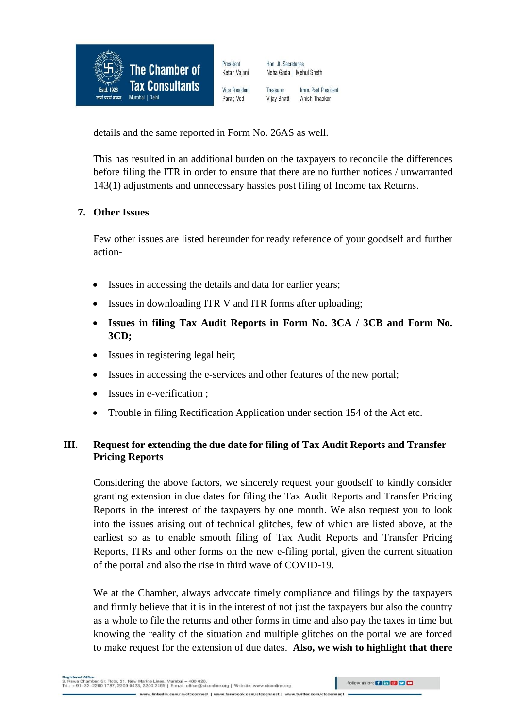details and the same reported in Form No. 26AS as well.

This has resulted in an additional burden on the taxpayers to reconcile the differences before filing the ITR in order to ensure that there are no further notices / unwarranted 143(1) adjustments and unnecessary hassles post filing of Income tax Returns.

**7. Other Issues**

Few other issues are listed hereunder for ready reference of your goodself and further action-

- Issues in accessing the details and data for earlier years;
- Issues in downloading ITR V and ITR forms after uploading;
- **Issues in filing Tax Audit Reports in Form No. 3CA / 3CB and Form No. 3CD;**
- Issues in registering legal heir;
- Issues in accessing the e-services and other features of the new portal;
- Issues in e-verification ;
- Trouble in filing Rectification Application under section 154 of the Act etc.

## III. Request for extending the due date for filing of Tax Audit Reports and Transfer Pricing Reports

Considering the above factors, we sincerely request your goodself to kindly consider granting extension in due dates for filing the Tax Audit Reports and Transfer Pricing Reports in the interest of the taxpayers by one month. We also request you to look into the issues arising out of technical glitches, few of which are listed above, at the earliest so as to enable smooth filing of Tax Audit Reports and Transfer Pricing Reports, ITRs and other forms on the new e-filing portal, given the current situation of the portal and also the rise in third wave of COVID-19.

We at the Chamber, always advocate timely compliance and filings by the taxpayers and firmly believe that it is in the interest of not just the taxpayers but also the country as a whole to file the returns and other forms in time and also pay the taxes in time but knowing the reality of the situation and multiple glitches on the portal we are forced to make request for the extension of due dates. **Also, we wish to highlight that there**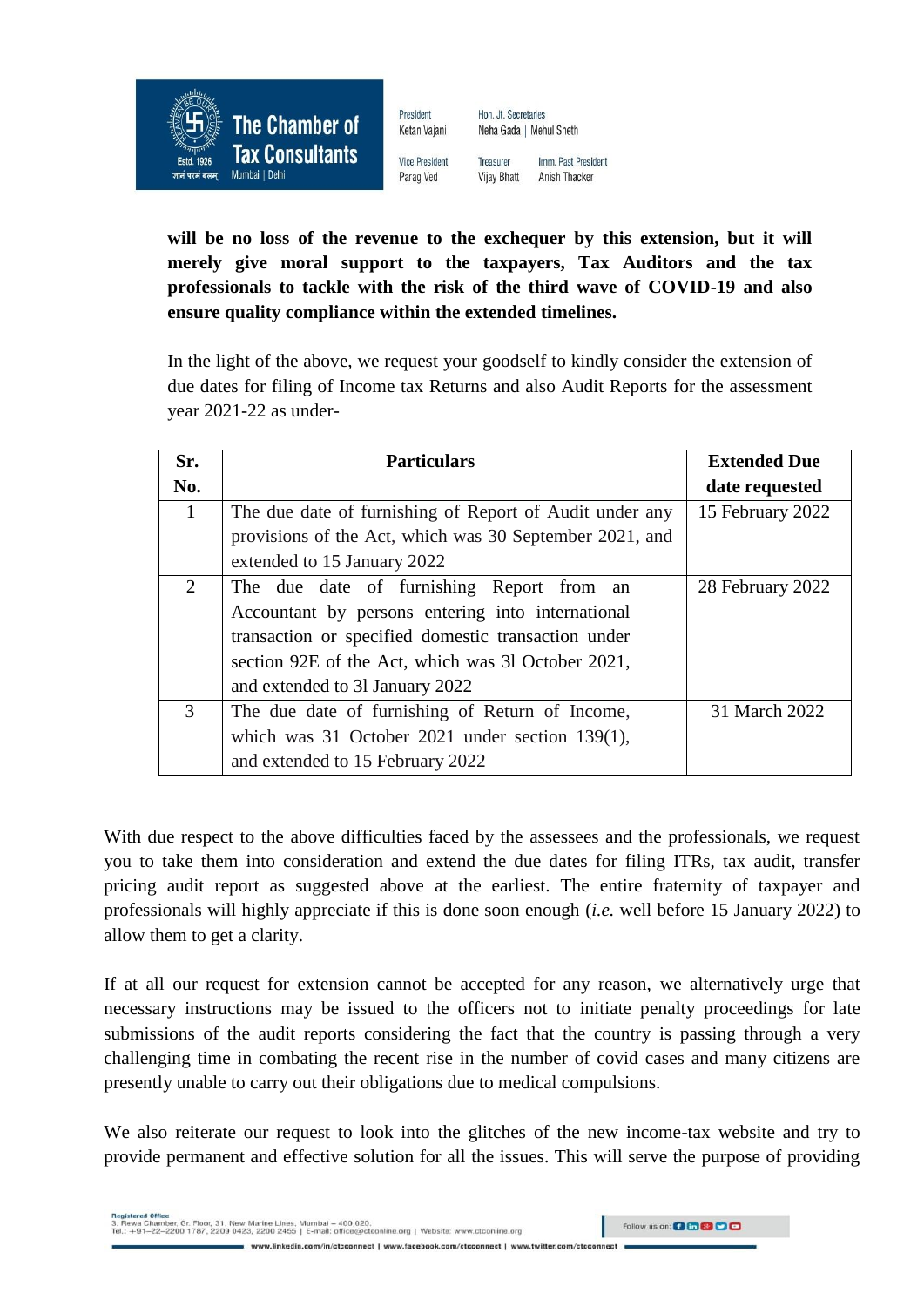**will be no loss of the revenue to the exchequer by this extension, but it will merely give moral support to the taxpayers, Tax Auditors and the tax professionals to tackle with the risk of the third wave of COVID-19 and also ensure quality compliance within the extended timelines.**

In the light of the above, we request your goodself to kindly consider the extension of due dates for filing of Income tax Returns and also Audit Reports for the assessment year 2021-22 as under-

| Sr. No. | Particulars | Extended Due date requested |
|---|---|---|
| 1 | The due date of furnishing of Report of Audit under any provisions of the Act, which was 30 September 2021, and extended to 15 January 2022 | 15 February 2022 |
| 2 | The due date of furnishing Report from an Accountant by persons entering into international transaction or specified domestic transaction under section 92E of the Act, which was 3l October 2021, and extended to 3l January 2022 | 28 February 2022 |
| 3 | The due date of furnishing of Return of Income, which was 31 October 2021 under section 139(1), and extended to 15 February 2022 | 31 March 2022 |

With due respect to the above difficulties faced by the assessees and the professionals, we request you to take them into consideration and extend the due dates for filing ITRs, tax audit, transfer pricing audit report as suggested above at the earliest. The entire fraternity of taxpayer and professionals will highly appreciate if this is done soon enough (*i.e.* well before 15 January 2022) to allow them to get a clarity.

If at all our request for extension cannot be accepted for any reason, we alternatively urge that necessary instructions may be issued to the officers not to initiate penalty proceedings for late submissions of the audit reports considering the fact that the country is passing through a very challenging time in combating the recent rise in the number of covid cases and many citizens are presently unable to carry out their obligations due to medical compulsions.

We also reiterate our request to look into the glitches of the new income-tax website and try to provide permanent and effective solution for all the issues. This will serve the purpose of providing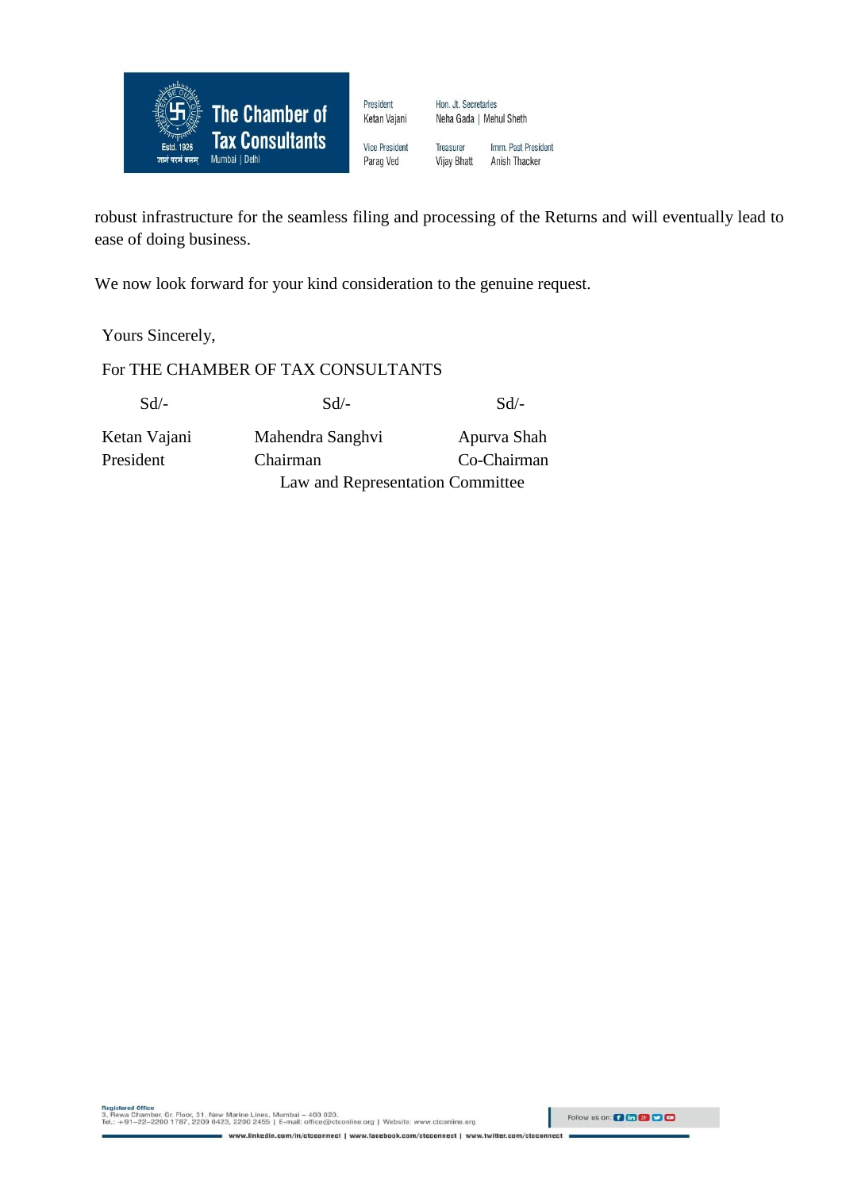robust infrastructure for the seamless filing and processing of the Returns and will eventually lead to ease of doing business.

We now look forward for your kind consideration to the genuine request.

Yours Sincerely,

For THE CHAMBER OF TAX CONSULTANTS

| | | |
|---|---|---|
| Sd/- | Sd/- | Sd/- |
| Ketan Vajani | Mahendra Sanghvi | Apurva Shah |
| President | Chairman | Co-Chairman |

Law and Representation Committee